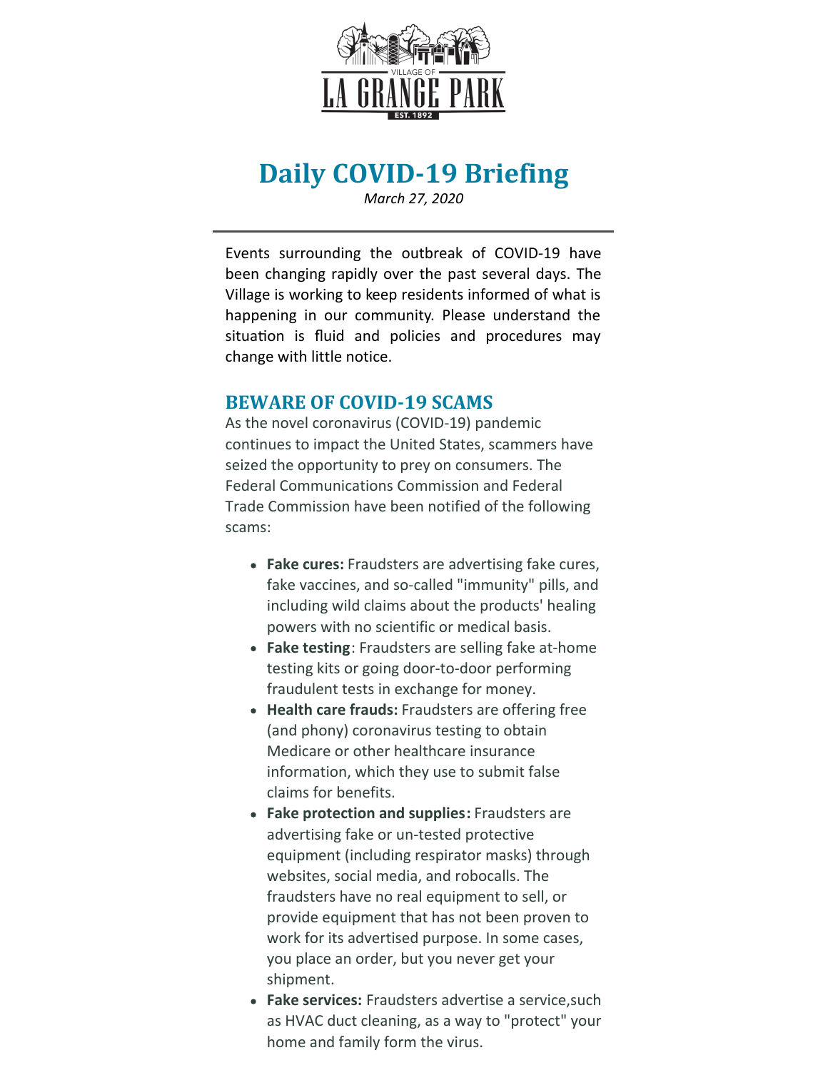VILLAGE OF

LA GRANGE PARK

EST. 1892

# Daily COVID-19 Briefing

*March 27, 2020*

---

Events surrounding the outbreak of COVID-19 have been changing rapidly over the past several days. The Village is working to keep residents informed of what is happening in our community. Please understand the situation is fluid and policies and procedures may change with little notice.

## BEWARE OF COVID-19 SCAMS

As the novel coronavirus (COVID-19) pandemic continues to impact the United States, scammers have seized the opportunity to prey on consumers. The Federal Communications Commission and Federal Trade Commission have been notified of the following scams:

- **Fake cures:** Fraudsters are advertising fake cures, fake vaccines, and so-called "immunity" pills, and including wild claims about the products' healing powers with no scientific or medical basis.
- **Fake testing**: Fraudsters are selling fake at-home testing kits or going door-to-door performing fraudulent tests in exchange for money.
- **Health care frauds:** Fraudsters are offering free (and phony) coronavirus testing to obtain Medicare or other healthcare insurance information, which they use to submit false claims for benefits.
- **Fake protection and supplies:** Fraudsters are advertising fake or un-tested protective equipment (including respirator masks) through websites, social media, and robocalls. The fraudsters have no real equipment to sell, or provide equipment that has not been proven to work for its advertised purpose. In some cases, you place an order, but you never get your shipment.
- **Fake services:** Fraudsters advertise a service,such as HVAC duct cleaning, as a way to "protect" your home and family form the virus.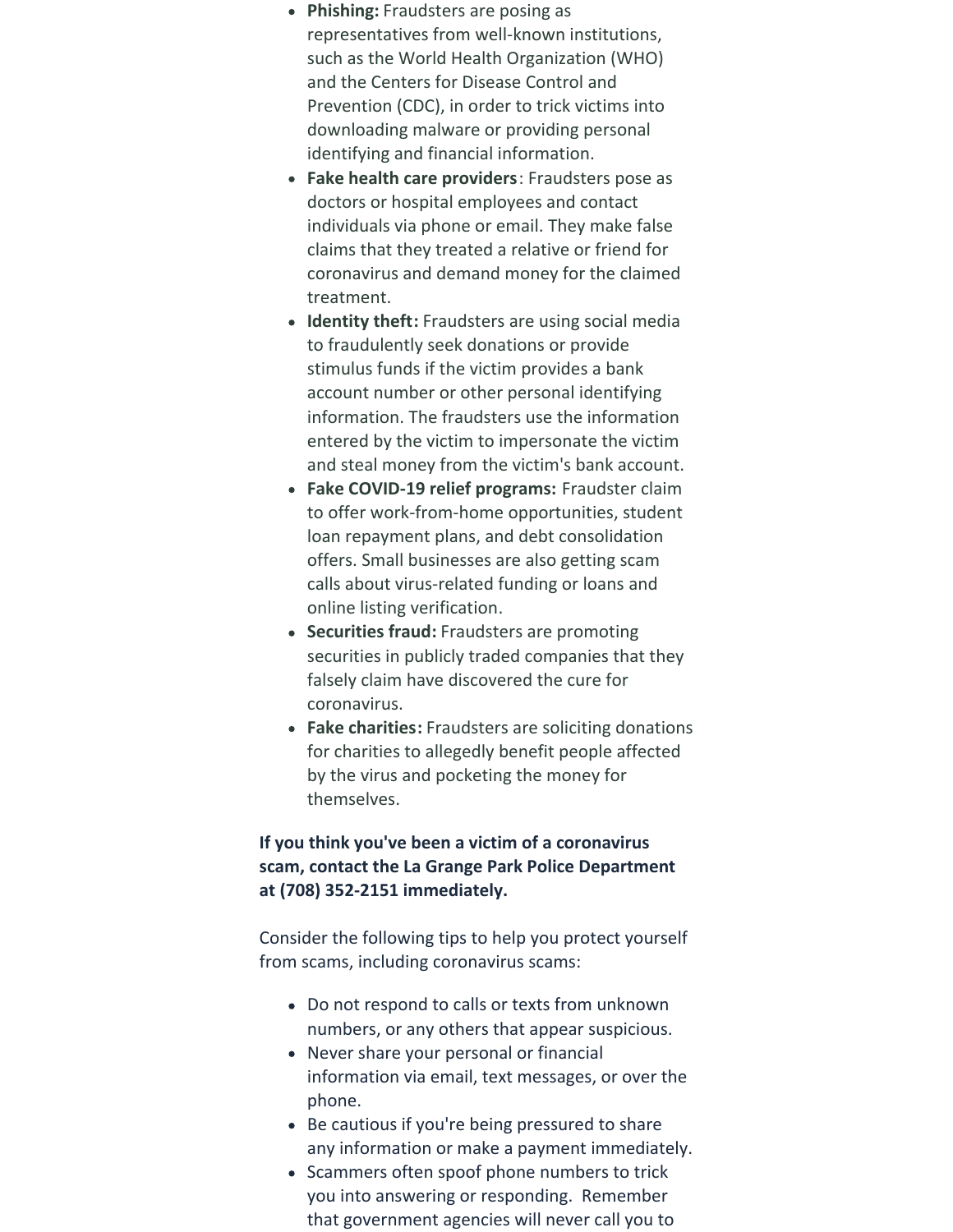- **Phishing:** Fraudsters are posing as representatives from well-known institutions, such as the World Health Organization (WHO) and the Centers for Disease Control and Prevention (CDC), in order to trick victims into downloading malware or providing personal identifying and financial information.
- **Fake health care providers**: Fraudsters pose as doctors or hospital employees and contact individuals via phone or email. They make false claims that they treated a relative or friend for coronavirus and demand money for the claimed treatment.
- **Identity theft:** Fraudsters are using social media to fraudulently seek donations or provide stimulus funds if the victim provides a bank account number or other personal identifying information. The fraudsters use the information entered by the victim to impersonate the victim and steal money from the victim's bank account.
- **Fake COVID-19 relief programs:** Fraudster claim to offer work-from-home opportunities, student loan repayment plans, and debt consolidation offers. Small businesses are also getting scam calls about virus-related funding or loans and online listing verification.
- **Securities fraud:** Fraudsters are promoting securities in publicly traded companies that they falsely claim have discovered the cure for coronavirus.
- **Fake charities:** Fraudsters are soliciting donations for charities to allegedly benefit people affected by the virus and pocketing the money for themselves.

**If you think you've been a victim of a coronavirus scam, contact the La Grange Park Police Department at (708) 352-2151 immediately.**

Consider the following tips to help you protect yourself from scams, including coronavirus scams:

- Do not respond to calls or texts from unknown numbers, or any others that appear suspicious.
- Never share your personal or financial information via email, text messages, or over the phone.
- Be cautious if you're being pressured to share any information or make a payment immediately.
- Scammers often spoof phone numbers to trick you into answering or responding. Remember that government agencies will never call you to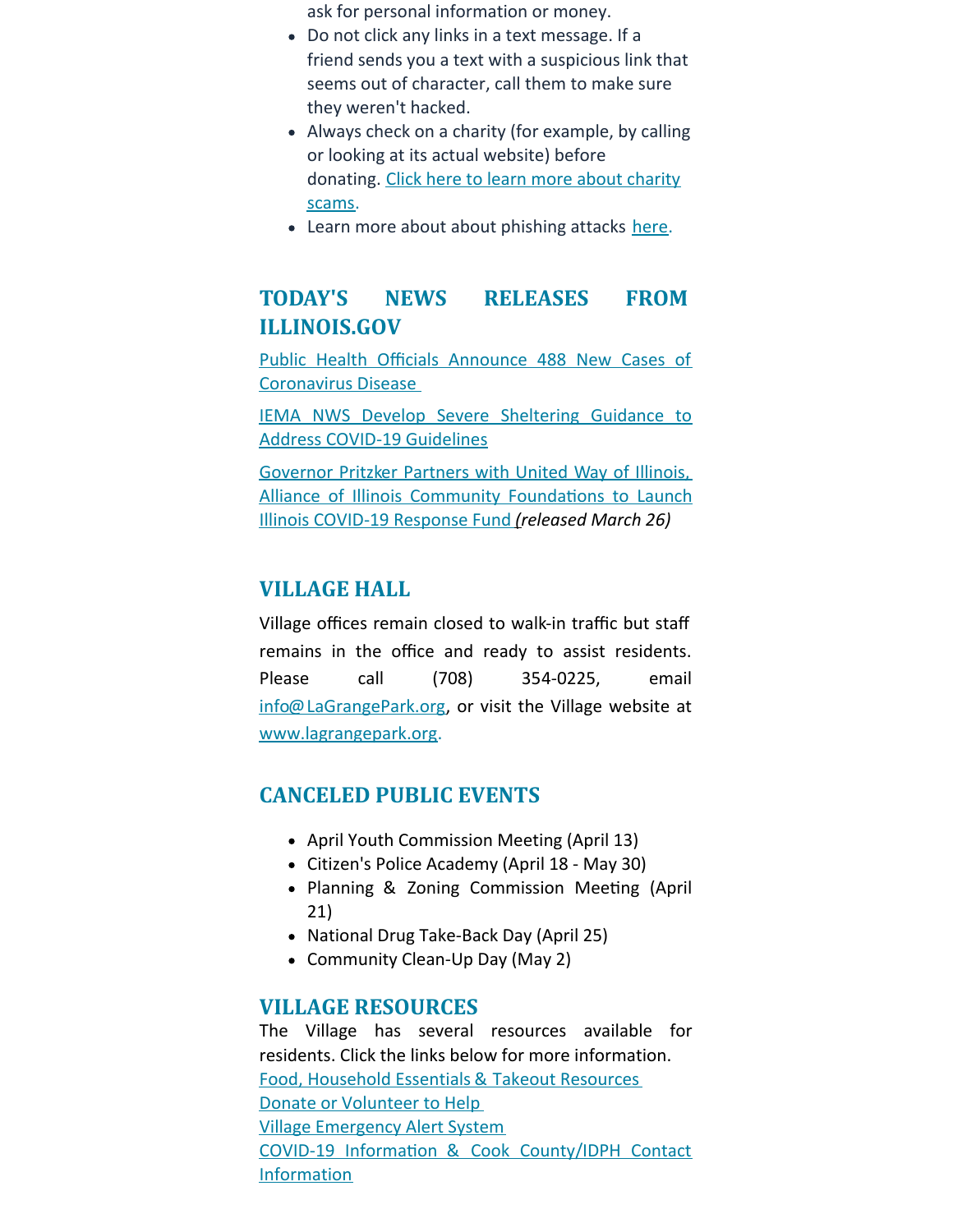ask for personal information or money.

- Do not click any links in a text message. If a friend sends you a text with a suspicious link that seems out of character, call them to make sure they weren't hacked.
- Always check on a charity (for example, by calling or looking at its actual website) before donating. Click here to learn more about charity scams.
- Learn more about about phishing attacks here.

## TODAY'S NEWS RELEASES FROM ILLINOIS.GOV

Public Health Officials Announce 488 New Cases of Coronavirus Disease

IEMA NWS Develop Severe Sheltering Guidance to Address COVID-19 Guidelines

Governor Pritzker Partners with United Way of Illinois, Alliance of Illinois Community Foundations to Launch Illinois COVID-19 Response Fund *(released March 26)*

## VILLAGE HALL

Village offices remain closed to walk-in traffic but staff remains in the office and ready to assist residents. Please call (708) 354-0225, email info@LaGrangePark.org, or visit the Village website at www.lagrangepark.org.

## CANCELED PUBLIC EVENTS

- April Youth Commission Meeting (April 13)
- Citizen's Police Academy (April 18 - May 30)
- Planning & Zoning Commission Meeting (April 21)
- National Drug Take-Back Day (April 25)
- Community Clean-Up Day (May 2)

## VILLAGE RESOURCES

The Village has several resources available for residents. Click the links below for more information.

Food, Household Essentials & Takeout Resources
Donate or Volunteer to Help
Village Emergency Alert System
COVID-19 Information & Cook County/IDPH Contact Information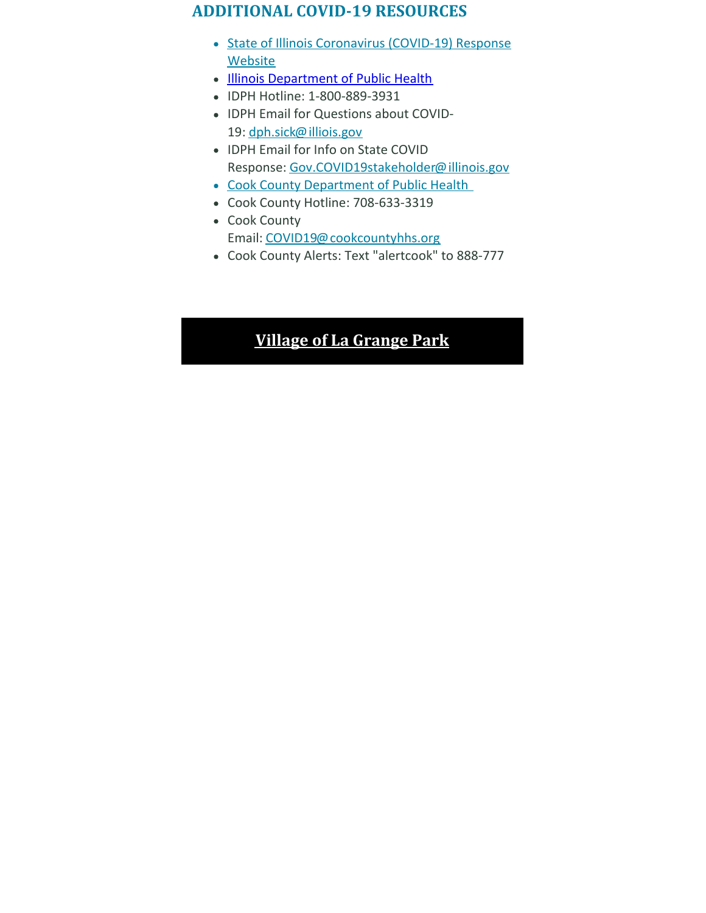## ADDITIONAL COVID-19 RESOURCES

- State of Illinois Coronavirus (COVID-19) Response Website
- Illinois Department of Public Health
- IDPH Hotline: 1-800-889-3931
- IDPH Email for Questions about COVID-19: dph.sick@illiois.gov
- IDPH Email for Info on State COVID Response: Gov.COVID19stakeholder@illinois.gov
- Cook County Department of Public Health
- Cook County Hotline: 708-633-3319
- Cook County Email: COVID19@cookcountyhhs.org
- Cook County Alerts: Text "alertcook" to 888-777

**Village of La Grange Park**